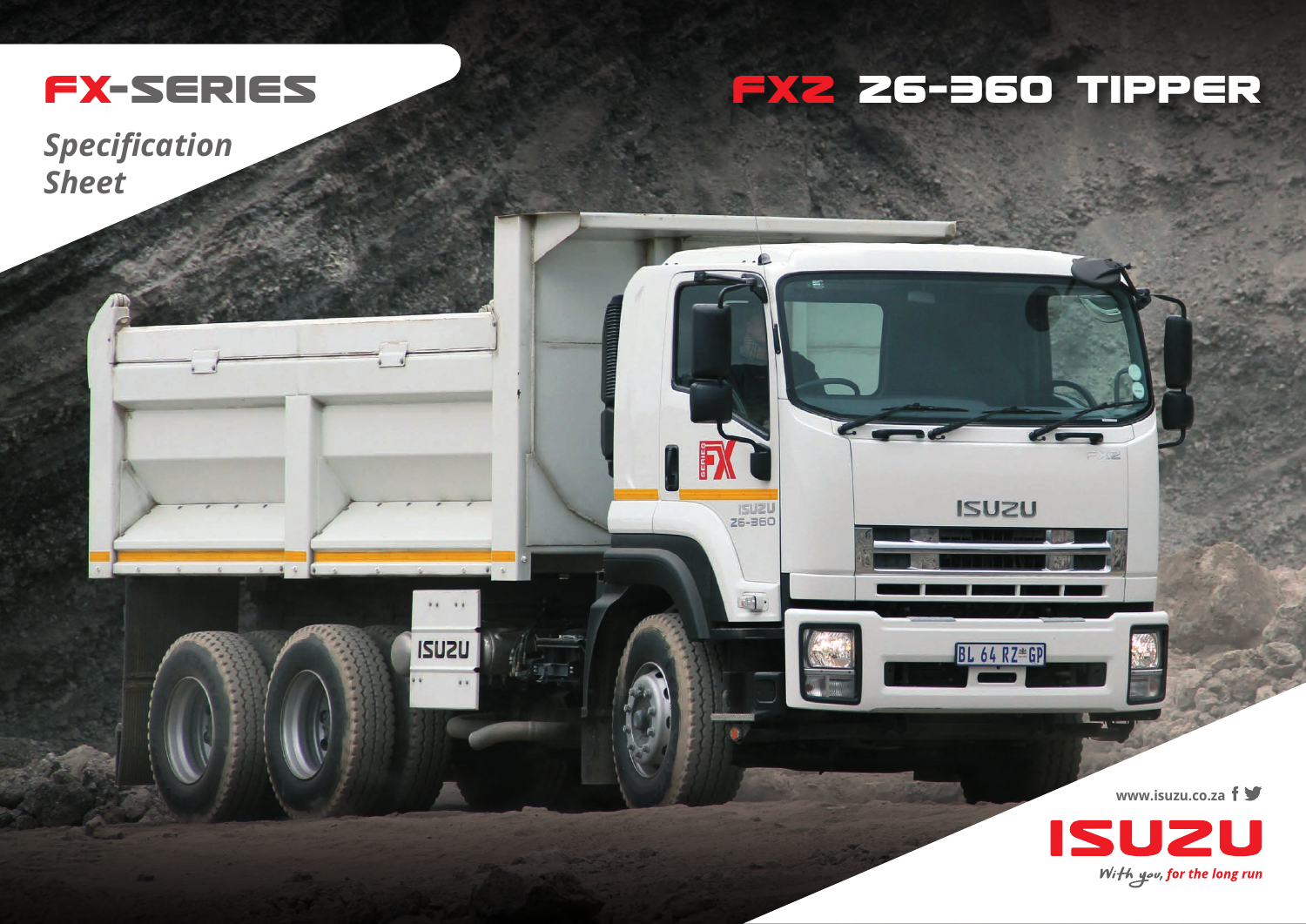# FX-SERIES

*Specification Sheet*

# FXZ 26-360 TIPPER

www.isuzu.co.za

ISUZU

*With you, for the long run*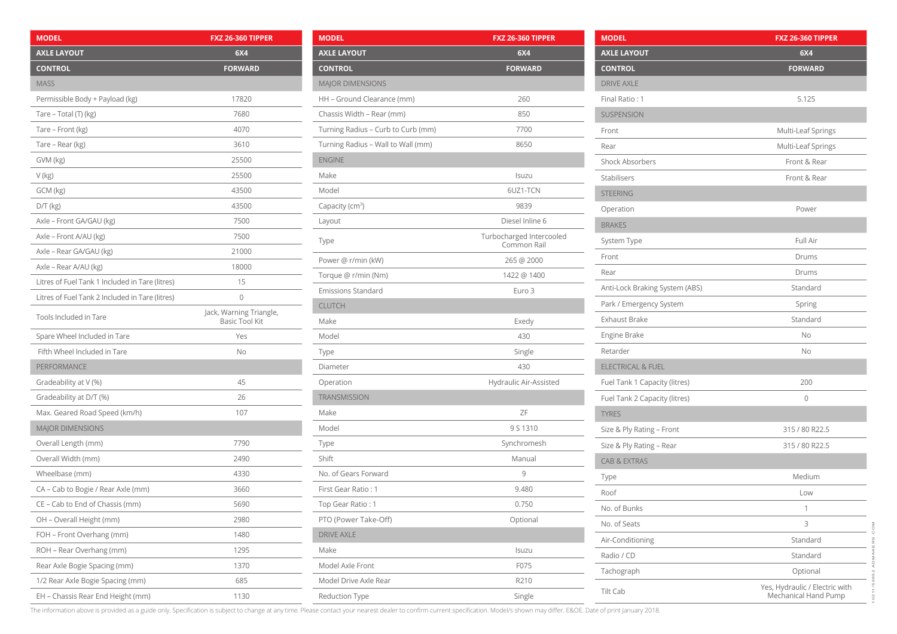| MODEL | FXZ 26-360 TIPPER |
|---|---|
| AXLE LAYOUT | 6X4 |
| CONTROL | FORWARD |
| MASS | |
| Permissible Body + Payload (kg) | 17820 |
| Tare – Total (T) (kg) | 7680 |
| Tare – Front (kg) | 4070 |
| Tare – Rear (kg) | 3610 |
| GVM (kg) | 25500 |
| V (kg) | 25500 |
| GCM (kg) | 43500 |
| D/T (kg) | 43500 |
| Axle – Front GA/GAU (kg) | 7500 |
| Axle – Front A/AU (kg) | 7500 |
| Axle – Rear GA/GAU (kg) | 21000 |
| Axle – Rear A/AU (kg) | 18000 |
| Litres of Fuel Tank 1 Included in Tare (litres) | 15 |
| Litres of Fuel Tank 2 Included in Tare (litres) | 0 |
| Tools Included in Tare | Jack, Warning Triangle, Basic Tool Kit |
| Spare Wheel Included in Tare | Yes |
| Fifth Wheel Included in Tare | No |
| PERFORMANCE | |
| Gradeability at V (%) | 45 |
| Gradeability at D/T (%) | 26 |
| Max. Geared Road Speed (km/h) | 107 |
| MAJOR DIMENSIONS | |
| Overall Length (mm) | 7790 |
| Overall Width (mm) | 2490 |
| Wheelbase (mm) | 4330 |
| CA – Cab to Bogie / Rear Axle (mm) | 3660 |
| CE – Cab to End of Chassis (mm) | 5690 |
| OH – Overall Height (mm) | 2980 |
| FOH – Front Overhang (mm) | 1480 |
| ROH – Rear Overhang (mm) | 1295 |
| Rear Axle Bogie Spacing (mm) | 1370 |
| 1/2 Rear Axle Bogie Spacing (mm) | 685 |
| EH – Chassis Rear End Height (mm) | 1130 |

| MODEL | FXZ 26-360 TIPPER |
|---|---|
| AXLE LAYOUT | 6X4 |
| CONTROL | FORWARD |
| MAJOR DIMENSIONS | |
| HH – Ground Clearance (mm) | 260 |
| Chassis Width – Rear (mm) | 850 |
| Turning Radius – Curb to Curb (mm) | 7700 |
| Turning Radius – Wall to Wall (mm) | 8650 |
| ENGINE | |
| Make | Isuzu |
| Model | 6UZ1-TCN |
| Capacity ($cm^3$) | 9839 |
| Layout | Diesel Inline 6 |
| Type | Turbocharged Intercooled Common Rail |
| Power @ r/min (kW) | 265 @ 2000 |
| Torque @ r/min (Nm) | 1422 @ 1400 |
| Emissions Standard | Euro 3 |
| CLUTCH | |
| Make | Exedy |
| Model | 430 |
| Type | Single |
| Diameter | 430 |
| Operation | Hydraulic Air-Assisted |
| TRANSMISSION | |
| Make | ZF |
| Model | 9 S 1310 |
| Type | Synchromesh |
| Shift | Manual |
| No. of Gears Forward | 9 |
| First Gear Ratio : 1 | 9.480 |
| Top Gear Ratio : 1 | 0.750 |
| PTO (Power Take-Off) | Optional |
| DRIVE AXLE | |
| Make | Isuzu |
| Model Axle Front | F075 |
| Model Drive Axle Rear | R210 |
| Reduction Type | Single |

| MODEL | FXZ 26-360 TIPPER |
|---|---|
| AXLE LAYOUT | 6X4 |
| CONTROL | FORWARD |
| DRIVE AXLE | |
| Final Ratio : 1 | 5.125 |
| SUSPENSION | |
| Front | Multi-Leaf Springs |
| Rear | Multi-Leaf Springs |
| Shock Absorbers | Front & Rear |
| Stabilisers | Front & Rear |
| STEERING | |
| Operation | Power |
| BRAKES | |
| System Type | Full Air |
| Front | Drums |
| Rear | Drums |
| Anti-Lock Braking System (ABS) | Standard |
| Park / Emergency System | Spring |
| Exhaust Brake | Standard |
| Engine Brake | No |
| Retarder | No |
| ELECTRICAL & FUEL | |
| Fuel Tank 1 Capacity (litres) | 200 |
| Fuel Tank 2 Capacity (litres) | 0 |
| TYRES | |
| Size & Ply Rating – Front | 315 / 80 R22.5 |
| Size & Ply Rating – Rear | 315 / 80 R22.5 |
| CAB & EXTRAS | |
| Type | Medium |
| Roof | Low |
| No. of Bunks | 1 |
| No. of Seats | 3 |
| Air-Conditioning | Standard |
| Radio / CD | Standard |
| Tachograph | Optional |
| Tilt Cab | Yes, Hydraulic / Electric with Mechanical Hand Pump |

The information above is provided as a guide only. Specification is subject to change at any time. Please contact your nearest dealer to confirm current specification. Model/s shown may differ. E&OE. Date of print January 2018.